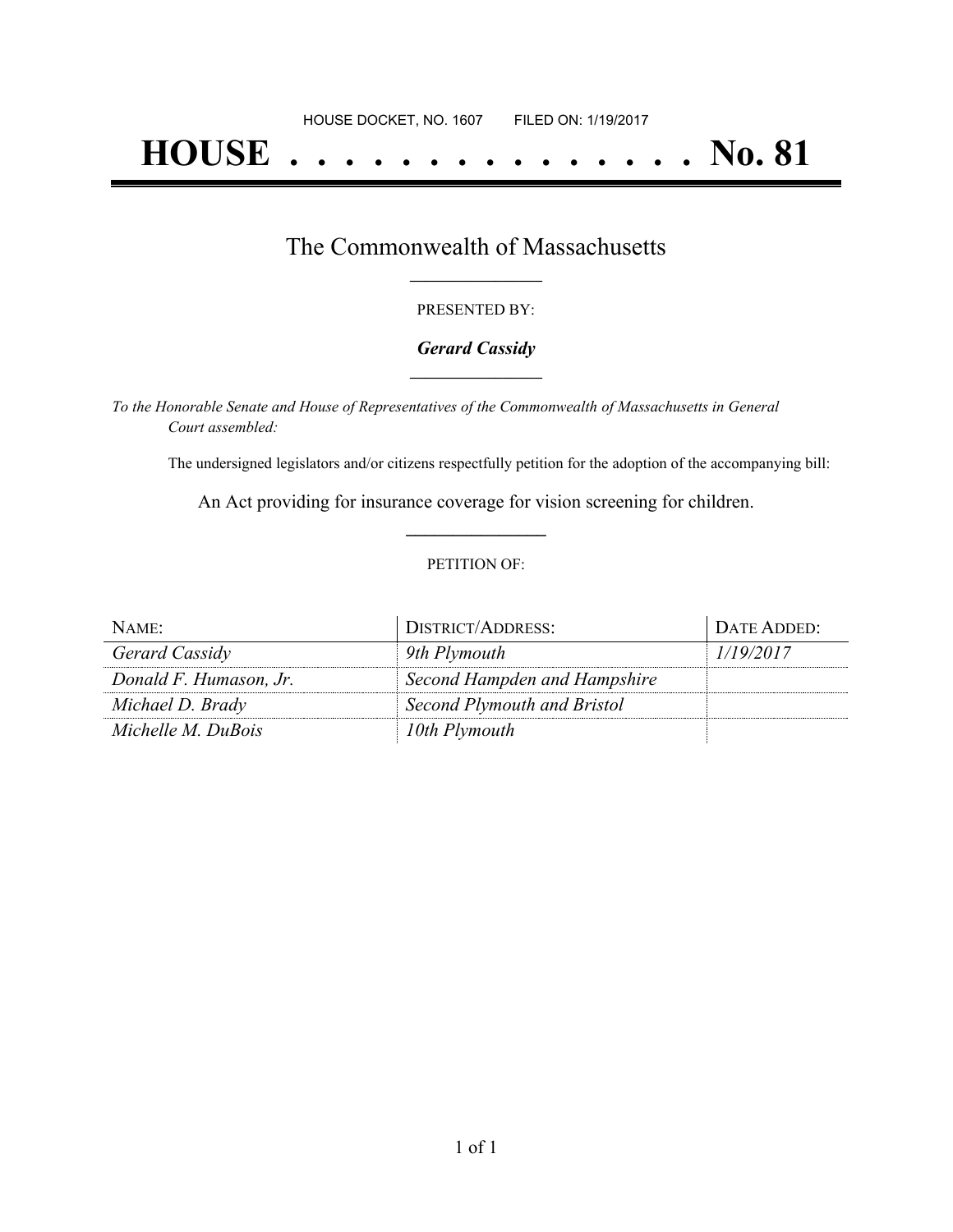HOUSE DOCKET, NO. 1607        FILED ON: 1/19/2017

# HOUSE . . . . . . . . . . . . . . . No. 81

## The Commonwealth of Massachusetts

PRESENTED BY:

***Gerard Cassidy***

*To the Honorable Senate and House of Representatives of the Commonwealth of Massachusetts in General Court assembled:*

The undersigned legislators and/or citizens respectfully petition for the adoption of the accompanying bill:

An Act providing for insurance coverage for vision screening for children.

PETITION OF:

| NAME: | DISTRICT/ADDRESS: | DATE ADDED: |
|---|---|---|
| *Gerard Cassidy* | *9th Plymouth* | *1/19/2017* |
| *Donald F. Humason, Jr.* | *Second Hampden and Hampshire* | |
| *Michael D. Brady* | *Second Plymouth and Bristol* | |
| *Michelle M. DuBois* | *10th Plymouth* | |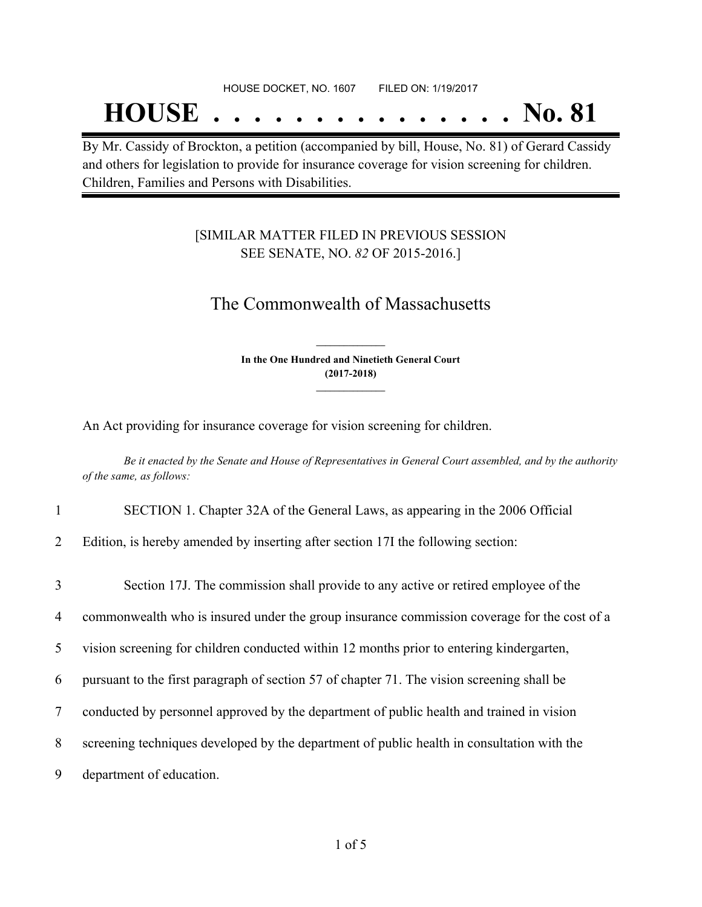HOUSE DOCKET, NO. 1607 FILED ON: 1/19/2017

# HOUSE . . . . . . . . . . . . . . . No. 81

By Mr. Cassidy of Brockton, a petition (accompanied by bill, House, No. 81) of Gerard Cassidy and others for legislation to provide for insurance coverage for vision screening for children. Children, Families and Persons with Disabilities.

[SIMILAR MATTER FILED IN PREVIOUS SESSION SEE SENATE, NO. *82* OF 2015-2016.]

## The Commonwealth of Massachusetts

**In the One Hundred and Ninetieth General Court (2017-2018)**

An Act providing for insurance coverage for vision screening for children.

*Be it enacted by the Senate and House of Representatives in General Court assembled, and by the authority of the same, as follows:*

1 SECTION 1. Chapter 32A of the General Laws, as appearing in the 2006 Official
2 Edition, is hereby amended by inserting after section 17I the following section:

3 Section 17J. The commission shall provide to any active or retired employee of the
4 commonwealth who is insured under the group insurance commission coverage for the cost of a
5 vision screening for children conducted within 12 months prior to entering kindergarten,
6 pursuant to the first paragraph of section 57 of chapter 71. The vision screening shall be
7 conducted by personnel approved by the department of public health and trained in vision
8 screening techniques developed by the department of public health in consultation with the
9 department of education.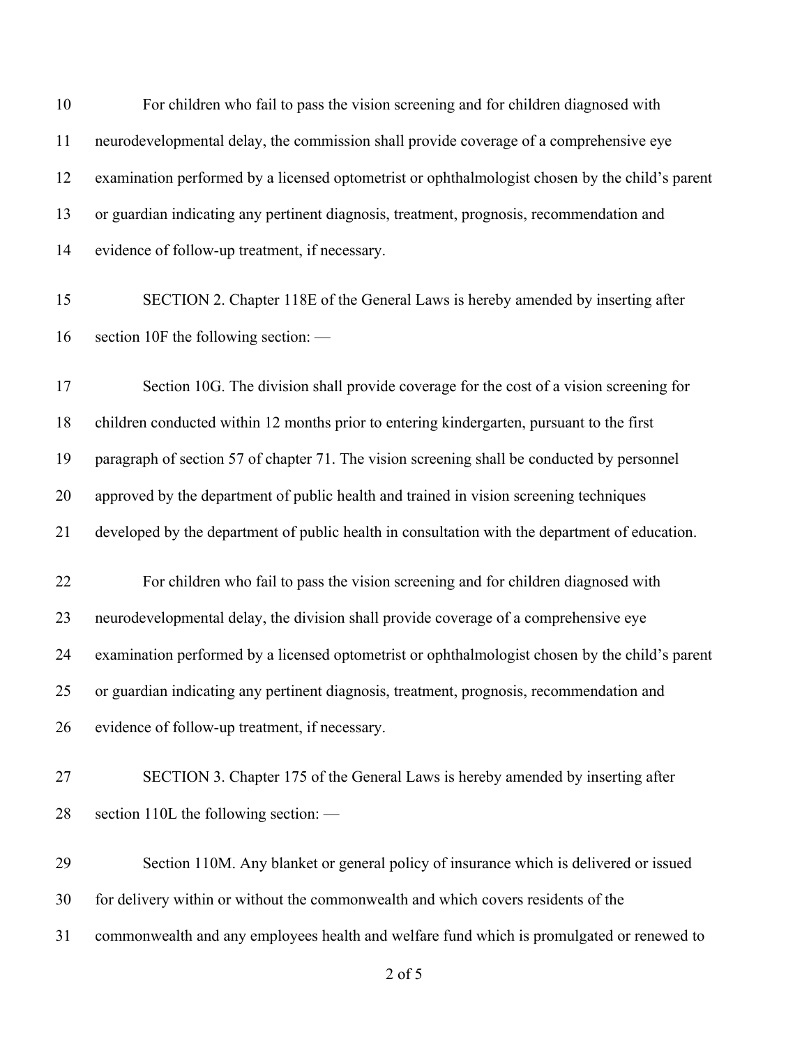For children who fail to pass the vision screening and for children diagnosed with neurodevelopmental delay, the commission shall provide coverage of a comprehensive eye examination performed by a licensed optometrist or ophthalmologist chosen by the child's parent or guardian indicating any pertinent diagnosis, treatment, prognosis, recommendation and evidence of follow-up treatment, if necessary.

SECTION 2. Chapter 118E of the General Laws is hereby amended by inserting after section 10F the following section: —

Section 10G. The division shall provide coverage for the cost of a vision screening for children conducted within 12 months prior to entering kindergarten, pursuant to the first paragraph of section 57 of chapter 71. The vision screening shall be conducted by personnel approved by the department of public health and trained in vision screening techniques developed by the department of public health in consultation with the department of education.

For children who fail to pass the vision screening and for children diagnosed with neurodevelopmental delay, the division shall provide coverage of a comprehensive eye examination performed by a licensed optometrist or ophthalmologist chosen by the child's parent or guardian indicating any pertinent diagnosis, treatment, prognosis, recommendation and evidence of follow-up treatment, if necessary.

SECTION 3. Chapter 175 of the General Laws is hereby amended by inserting after section 110L the following section: —

Section 110M. Any blanket or general policy of insurance which is delivered or issued for delivery within or without the commonwealth and which covers residents of the commonwealth and any employees health and welfare fund which is promulgated or renewed to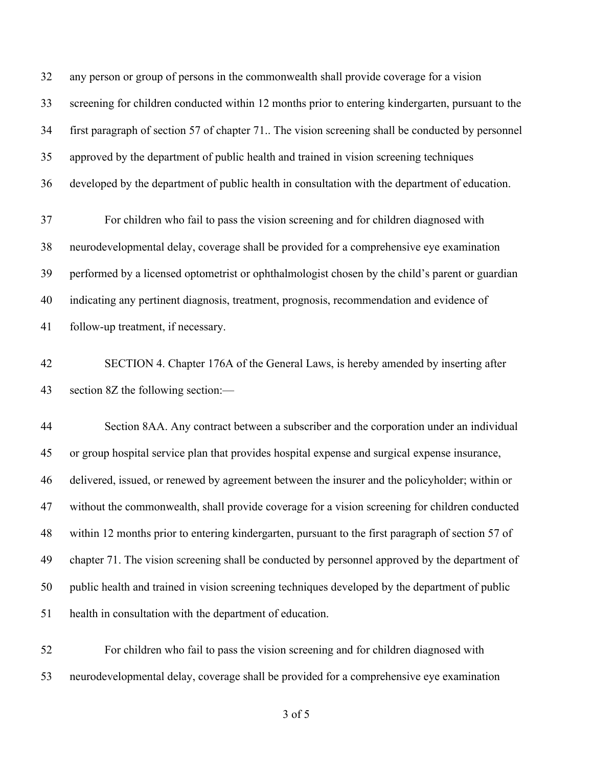any person or group of persons in the commonwealth shall provide coverage for a vision screening for children conducted within 12 months prior to entering kindergarten, pursuant to the first paragraph of section 57 of chapter 71.. The vision screening shall be conducted by personnel approved by the department of public health and trained in vision screening techniques developed by the department of public health in consultation with the department of education.

For children who fail to pass the vision screening and for children diagnosed with neurodevelopmental delay, coverage shall be provided for a comprehensive eye examination performed by a licensed optometrist or ophthalmologist chosen by the child's parent or guardian indicating any pertinent diagnosis, treatment, prognosis, recommendation and evidence of follow-up treatment, if necessary.

SECTION 4. Chapter 176A of the General Laws, is hereby amended by inserting after section 8Z the following section:—

Section 8AA. Any contract between a subscriber and the corporation under an individual or group hospital service plan that provides hospital expense and surgical expense insurance, delivered, issued, or renewed by agreement between the insurer and the policyholder; within or without the commonwealth, shall provide coverage for a vision screening for children conducted within 12 months prior to entering kindergarten, pursuant to the first paragraph of section 57 of chapter 71. The vision screening shall be conducted by personnel approved by the department of public health and trained in vision screening techniques developed by the department of public health in consultation with the department of education.

For children who fail to pass the vision screening and for children diagnosed with neurodevelopmental delay, coverage shall be provided for a comprehensive eye examination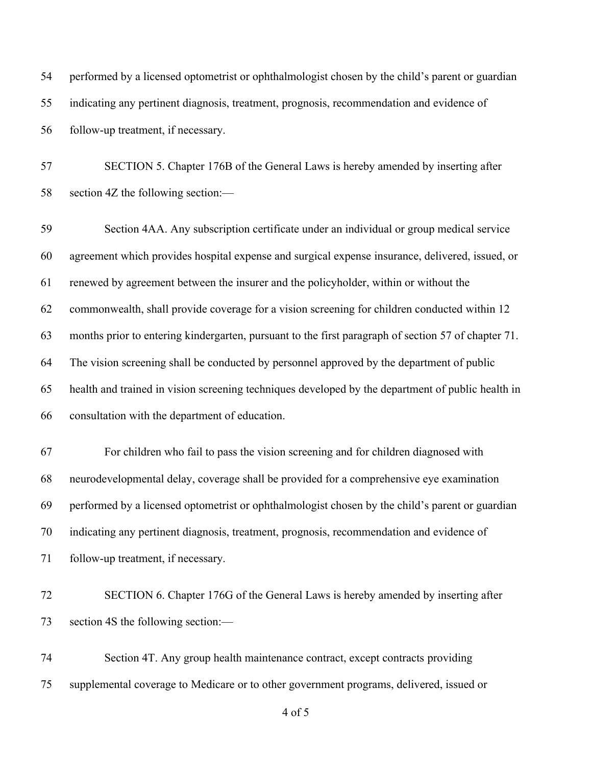performed by a licensed optometrist or ophthalmologist chosen by the child's parent or guardian indicating any pertinent diagnosis, treatment, prognosis, recommendation and evidence of follow-up treatment, if necessary.

SECTION 5. Chapter 176B of the General Laws is hereby amended by inserting after section 4Z the following section:—

Section 4AA. Any subscription certificate under an individual or group medical service agreement which provides hospital expense and surgical expense insurance, delivered, issued, or renewed by agreement between the insurer and the policyholder, within or without the commonwealth, shall provide coverage for a vision screening for children conducted within 12 months prior to entering kindergarten, pursuant to the first paragraph of section 57 of chapter 71. The vision screening shall be conducted by personnel approved by the department of public health and trained in vision screening techniques developed by the department of public health in consultation with the department of education.

For children who fail to pass the vision screening and for children diagnosed with neurodevelopmental delay, coverage shall be provided for a comprehensive eye examination performed by a licensed optometrist or ophthalmologist chosen by the child's parent or guardian indicating any pertinent diagnosis, treatment, prognosis, recommendation and evidence of follow-up treatment, if necessary.

SECTION 6. Chapter 176G of the General Laws is hereby amended by inserting after section 4S the following section:—

Section 4T. Any group health maintenance contract, except contracts providing supplemental coverage to Medicare or to other government programs, delivered, issued or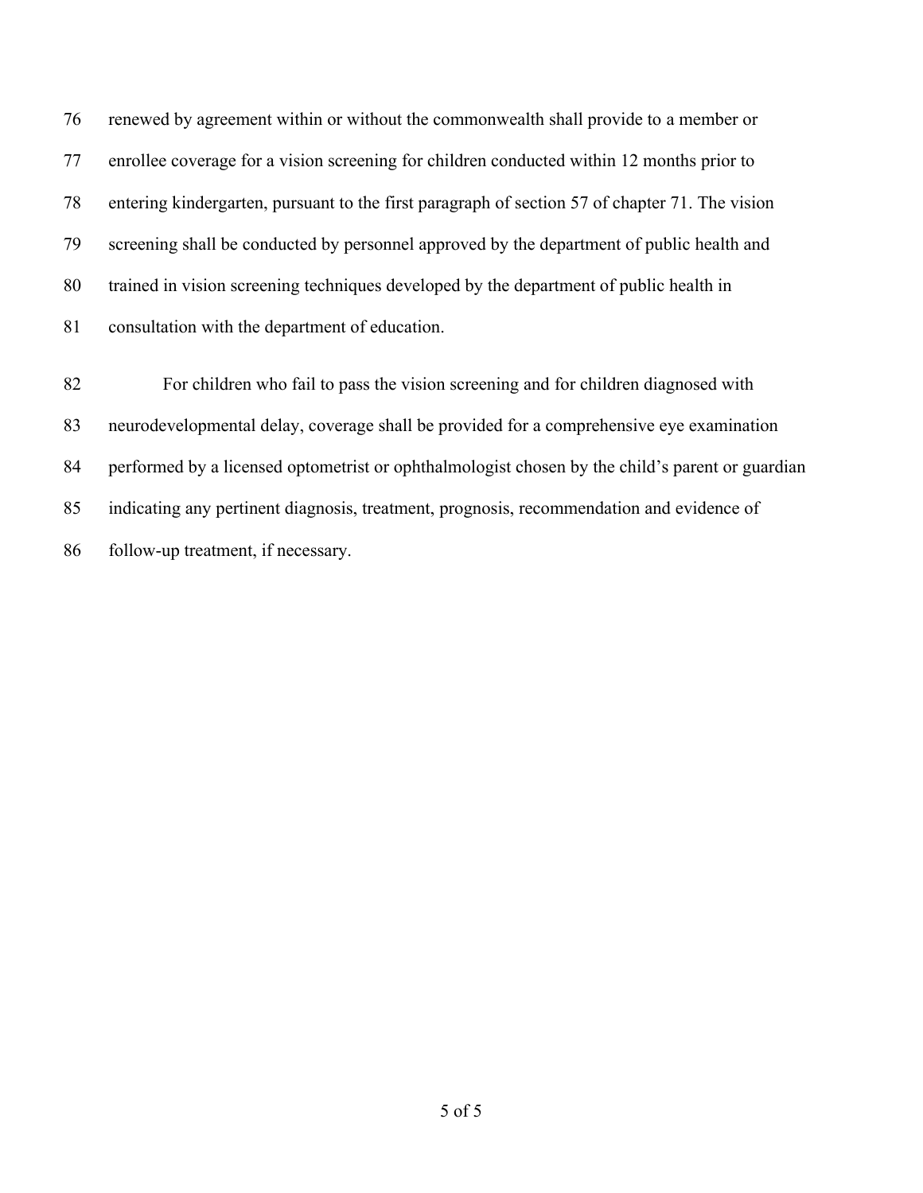renewed by agreement within or without the commonwealth shall provide to a member or enrollee coverage for a vision screening for children conducted within 12 months prior to entering kindergarten, pursuant to the first paragraph of section 57 of chapter 71. The vision screening shall be conducted by personnel approved by the department of public health and trained in vision screening techniques developed by the department of public health in consultation with the department of education.

For children who fail to pass the vision screening and for children diagnosed with neurodevelopmental delay, coverage shall be provided for a comprehensive eye examination performed by a licensed optometrist or ophthalmologist chosen by the child's parent or guardian indicating any pertinent diagnosis, treatment, prognosis, recommendation and evidence of follow-up treatment, if necessary.